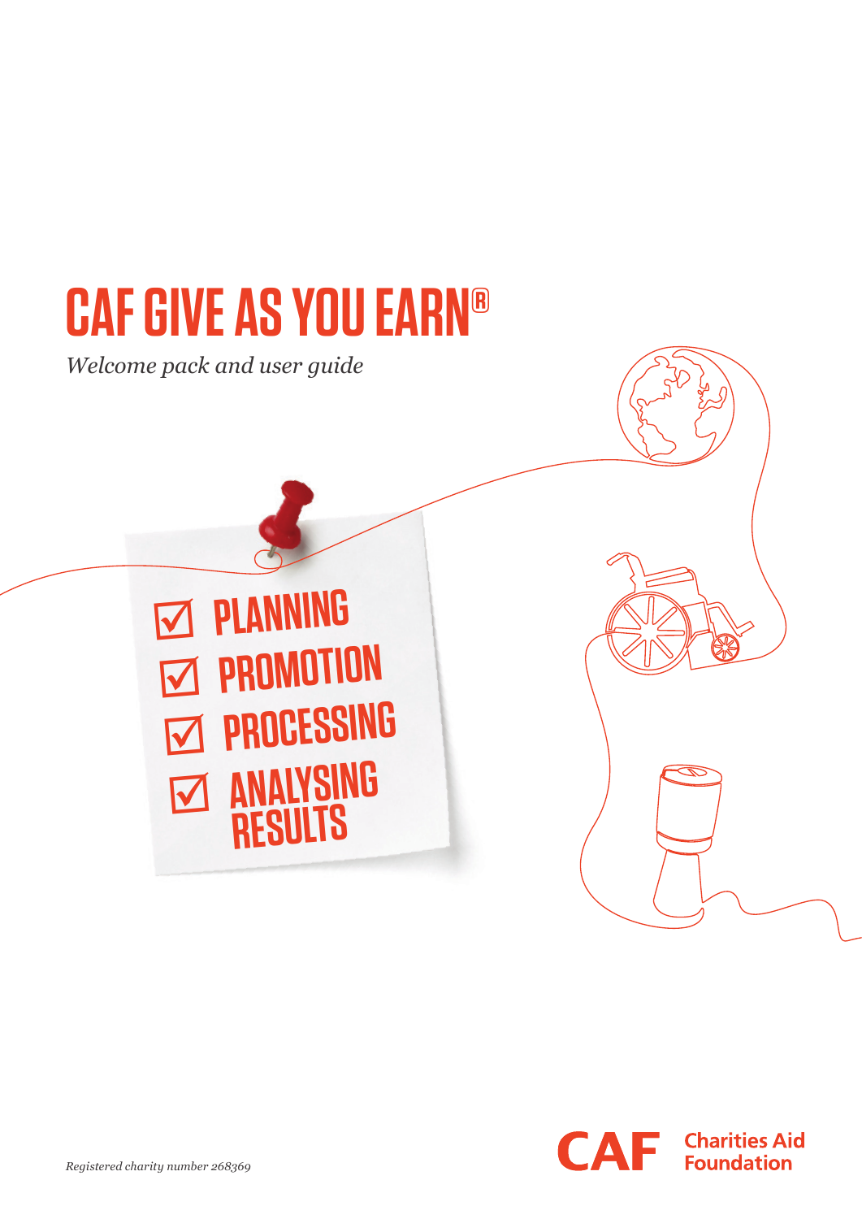# CAF GIVE AS YOU EARN®

*Welcome pack and user guide*

- ☑ PLANNING
- ☑ PROMOTION
- ☑ PROCESSING
- ☑ ANALYSING RESULTS

*Registered charity number 268369*

CAF Charities Aid Foundation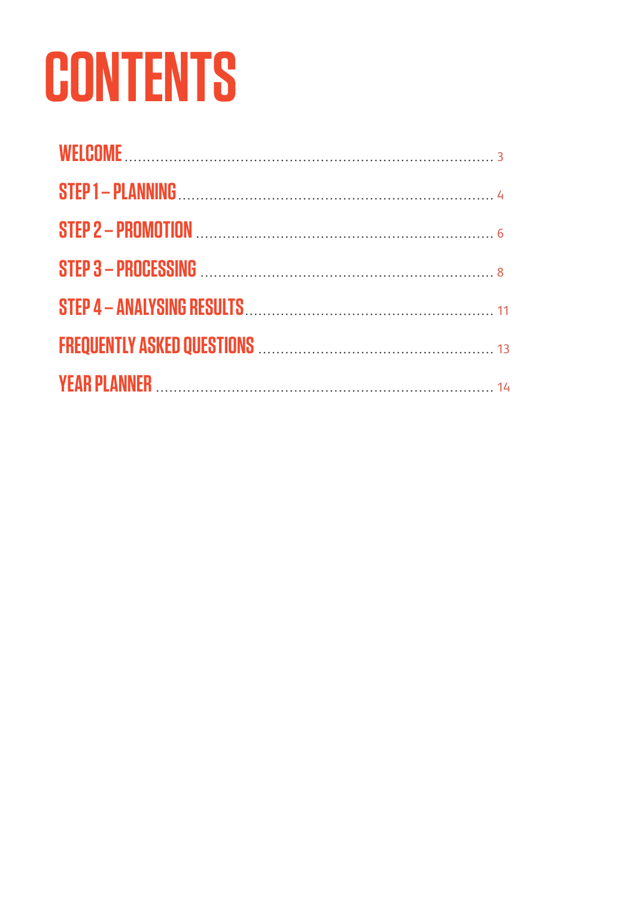# CONTENTS

WELCOME .......... 3

STEP 1 – PLANNING .......... 4

STEP 2 – PROMOTION .......... 6

STEP 3 – PROCESSING .......... 8

STEP 4 – ANALYSING RESULTS .......... 11

FREQUENTLY ASKED QUESTIONS .......... 13

YEAR PLANNER .......... 14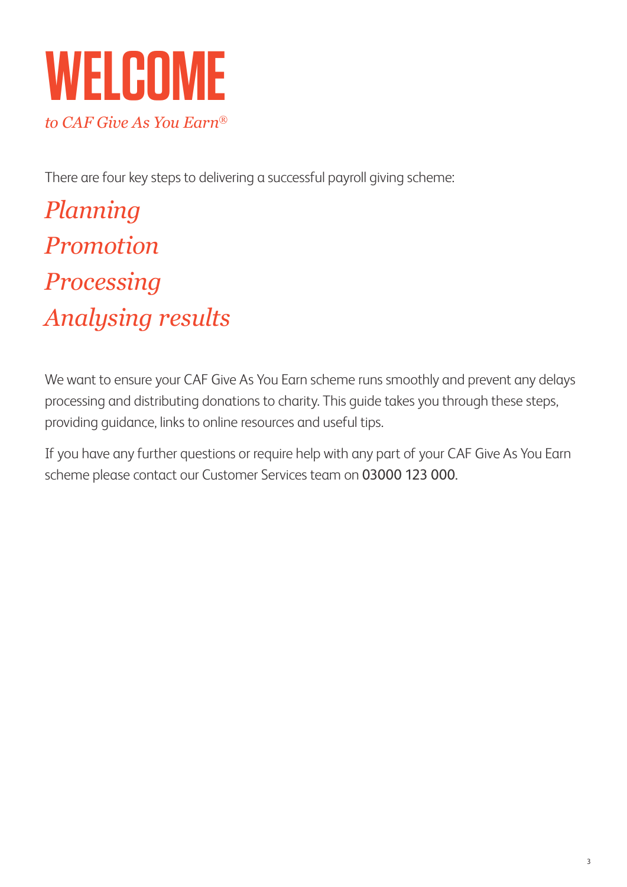# WELCOME

*to CAF Give As You Earn®*

There are four key steps to delivering a successful payroll giving scheme:

*Planning*
*Promotion*
*Processing*
*Analysing results*

We want to ensure your CAF Give As You Earn scheme runs smoothly and prevent any delays processing and distributing donations to charity. This guide takes you through these steps, providing guidance, links to online resources and useful tips.

If you have any further questions or require help with any part of your CAF Give As You Earn scheme please contact our Customer Services team on 03000 123 000.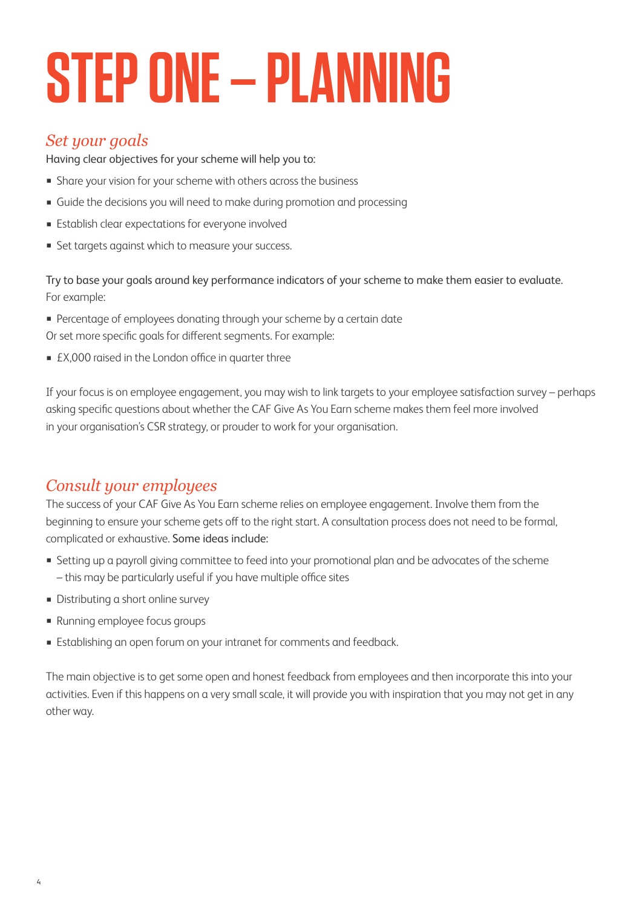# STEP ONE – PLANNING

## *Set your goals*

Having clear objectives for your scheme will help you to:

- Share your vision for your scheme with others across the business
- Guide the decisions you will need to make during promotion and processing
- Establish clear expectations for everyone involved
- Set targets against which to measure your success.

Try to base your goals around key performance indicators of your scheme to make them easier to evaluate. For example:

- Percentage of employees donating through your scheme by a certain date

Or set more specific goals for different segments. For example:

- £X,000 raised in the London office in quarter three

If your focus is on employee engagement, you may wish to link targets to your employee satisfaction survey – perhaps asking specific questions about whether the CAF Give As You Earn scheme makes them feel more involved in your organisation's CSR strategy, or prouder to work for your organisation.

## *Consult your employees*

The success of your CAF Give As You Earn scheme relies on employee engagement. Involve them from the beginning to ensure your scheme gets off to the right start. A consultation process does not need to be formal, complicated or exhaustive. Some ideas include:

- Setting up a payroll giving committee to feed into your promotional plan and be advocates of the scheme – this may be particularly useful if you have multiple office sites
- Distributing a short online survey
- Running employee focus groups
- Establishing an open forum on your intranet for comments and feedback.

The main objective is to get some open and honest feedback from employees and then incorporate this into your activities. Even if this happens on a very small scale, it will provide you with inspiration that you may not get in any other way.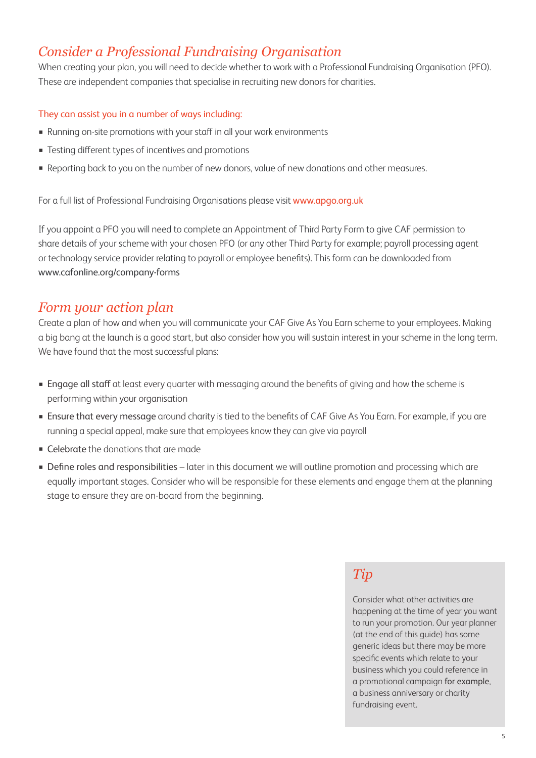## *Consider a Professional Fundraising Organisation*

When creating your plan, you will need to decide whether to work with a Professional Fundraising Organisation (PFO). These are independent companies that specialise in recruiting new donors for charities.

They can assist you in a number of ways including:

- Running on-site promotions with your staff in all your work environments
- Testing different types of incentives and promotions
- Reporting back to you on the number of new donors, value of new donations and other measures.

For a full list of Professional Fundraising Organisations please visit www.apgo.org.uk

If you appoint a PFO you will need to complete an Appointment of Third Party Form to give CAF permission to share details of your scheme with your chosen PFO (or any other Third Party for example; payroll processing agent or technology service provider relating to payroll or employee benefits). This form can be downloaded from www.cafonline.org/company-forms

## *Form your action plan*

Create a plan of how and when you will communicate your CAF Give As You Earn scheme to your employees. Making a big bang at the launch is a good start, but also consider how you will sustain interest in your scheme in the long term. We have found that the most successful plans:

- Engage all staff at least every quarter with messaging around the benefits of giving and how the scheme is performing within your organisation
- Ensure that every message around charity is tied to the benefits of CAF Give As You Earn. For example, if you are running a special appeal, make sure that employees know they can give via payroll
- Celebrate the donations that are made
- Define roles and responsibilities – later in this document we will outline promotion and processing which are equally important stages. Consider who will be responsible for these elements and engage them at the planning stage to ensure they are on-board from the beginning.

### *Tip*

Consider what other activities are happening at the time of year you want to run your promotion. Our year planner (at the end of this guide) has some generic ideas but there may be more specific events which relate to your business which you could reference in a promotional campaign for example, a business anniversary or charity fundraising event.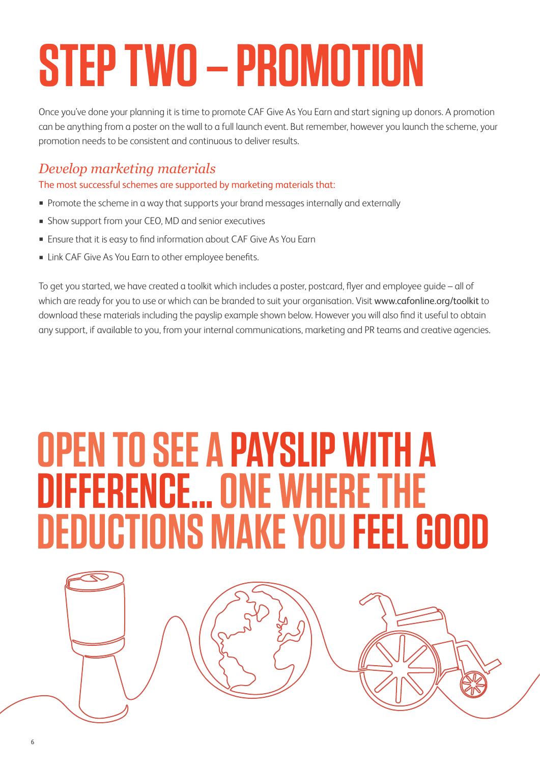# STEP TWO – PROMOTION

Once you've done your planning it is time to promote CAF Give As You Earn and start signing up donors. A promotion can be anything from a poster on the wall to a full launch event. But remember, however you launch the scheme, your promotion needs to be consistent and continuous to deliver results.

## *Develop marketing materials*

The most successful schemes are supported by marketing materials that:

- Promote the scheme in a way that supports your brand messages internally and externally
- Show support from your CEO, MD and senior executives
- Ensure that it is easy to find information about CAF Give As You Earn
- Link CAF Give As You Earn to other employee benefits.

To get you started, we have created a toolkit which includes a poster, postcard, flyer and employee guide – all of which are ready for you to use or which can be branded to suit your organisation. Visit www.cafonline.org/toolkit to download these materials including the payslip example shown below. However you will also find it useful to obtain any support, if available to you, from your internal communications, marketing and PR teams and creative agencies.

# OPEN TO SEE A PAYSLIP WITH A DIFFERENCE... ONE WHERE THE DEDUCTIONS MAKE YOU FEEL GOOD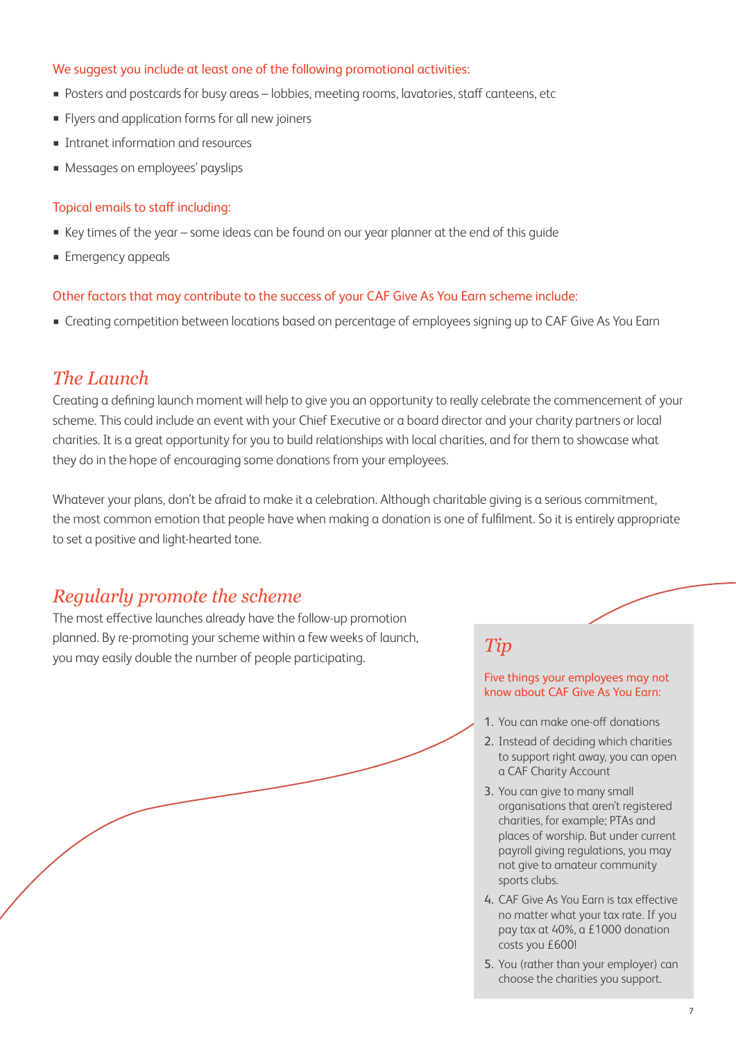We suggest you include at least one of the following promotional activities:

- Posters and postcards for busy areas – lobbies, meeting rooms, lavatories, staff canteens, etc
- Flyers and application forms for all new joiners
- Intranet information and resources
- Messages on employees' payslips

Topical emails to staff including:

- Key times of the year – some ideas can be found on our year planner at the end of this guide
- Emergency appeals

Other factors that may contribute to the success of your CAF Give As You Earn scheme include:

- Creating competition between locations based on percentage of employees signing up to CAF Give As You Earn

## *The Launch*

Creating a defining launch moment will help to give you an opportunity to really celebrate the commencement of your scheme. This could include an event with your Chief Executive or a board director and your charity partners or local charities. It is a great opportunity for you to build relationships with local charities, and for them to showcase what they do in the hope of encouraging some donations from your employees.

Whatever your plans, don't be afraid to make it a celebration. Although charitable giving is a serious commitment, the most common emotion that people have when making a donation is one of fulfilment. So it is entirely appropriate to set a positive and light-hearted tone.

## *Regularly promote the scheme*

The most effective launches already have the follow-up promotion planned. By re-promoting your scheme within a few weeks of launch, you may easily double the number of people participating.

### *Tip*

Five things your employees may not know about CAF Give As You Earn:

1. You can make one-off donations
2. Instead of deciding which charities to support right away, you can open a CAF Charity Account
3. You can give to many small organisations that aren't registered charities, for example; PTAs and places of worship. But under current payroll giving regulations, you may not give to amateur community sports clubs.
4. CAF Give As You Earn is tax effective no matter what your tax rate. If you pay tax at 40%, a £1000 donation costs you £600!
5. You (rather than your employer) can choose the charities you support.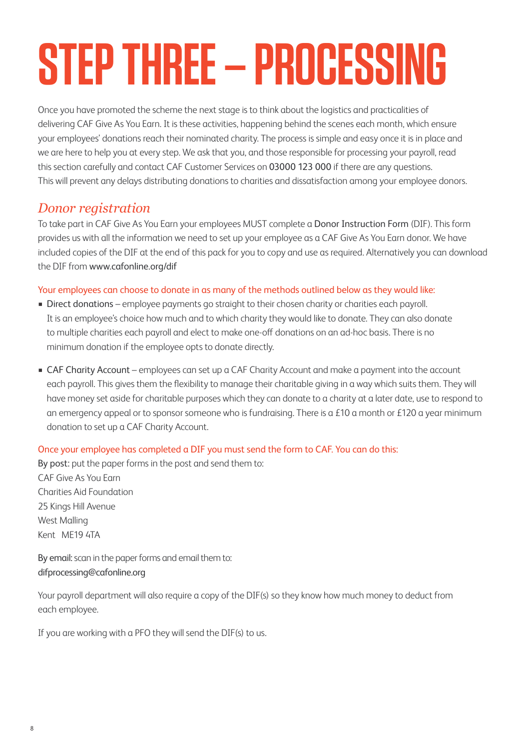# STEP THREE – PROCESSING

Once you have promoted the scheme the next stage is to think about the logistics and practicalities of delivering CAF Give As You Earn. It is these activities, happening behind the scenes each month, which ensure your employees' donations reach their nominated charity. The process is simple and easy once it is in place and we are here to help you at every step. We ask that you, and those responsible for processing your payroll, read this section carefully and contact CAF Customer Services on 03000 123 000 if there are any questions. This will prevent any delays distributing donations to charities and dissatisfaction among your employee donors.

## *Donor registration*

To take part in CAF Give As You Earn your employees MUST complete a Donor Instruction Form (DIF). This form provides us with all the information we need to set up your employee as a CAF Give As You Earn donor. We have included copies of the DIF at the end of this pack for you to copy and use as required. Alternatively you can download the DIF from www.cafonline.org/dif

Your employees can choose to donate in as many of the methods outlined below as they would like:

- Direct donations – employee payments go straight to their chosen charity or charities each payroll. It is an employee's choice how much and to which charity they would like to donate. They can also donate to multiple charities each payroll and elect to make one-off donations on an ad-hoc basis. There is no minimum donation if the employee opts to donate directly.
- CAF Charity Account – employees can set up a CAF Charity Account and make a payment into the account each payroll. This gives them the flexibility to manage their charitable giving in a way which suits them. They will have money set aside for charitable purposes which they can donate to a charity at a later date, use to respond to an emergency appeal or to sponsor someone who is fundraising. There is a £10 a month or £120 a year minimum donation to set up a CAF Charity Account.

Once your employee has completed a DIF you must send the form to CAF. You can do this:

By post: put the paper forms in the post and send them to:
CAF Give As You Earn
Charities Aid Foundation
25 Kings Hill Avenue
West Malling
Kent ME19 4TA

By email: scan in the paper forms and email them to:
difprocessing@cafonline.org

Your payroll department will also require a copy of the DIF(s) so they know how much money to deduct from each employee.

If you are working with a PFO they will send the DIF(s) to us.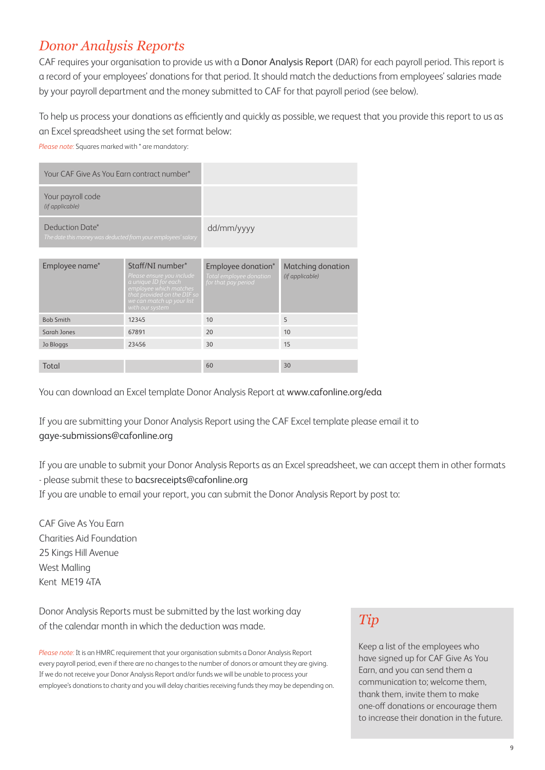## *Donor Analysis Reports*

CAF requires your organisation to provide us with a Donor Analysis Report (DAR) for each payroll period. This report is a record of your employees' donations for that period. It should match the deductions from employees' salaries made by your payroll department and the money submitted to CAF for that payroll period (see below).

To help us process your donations as efficiently and quickly as possible, we request that you provide this report to us as an Excel spreadsheet using the set format below:

*Please note:* Squares marked with * are mandatory:

| | |
|---|---|
| Your CAF Give As You Earn contract number* | |
| Your payroll code *(if applicable)* | |
| Deduction Date* *The date this money was deducted from your employees' salary* | dd/mm/yyyy |

| Employee name* | Staff/NI number* *Please ensure you include a unique ID for each employee which matches that provided on the DIF so we can match up your list with our system* | Employee donation* *Total employee donation for that pay period* | Matching donation *(if applicable)* |
|---|---|---|---|
| Bob Smith | 12345 | 10 | 5 |
| Sarah Jones | 67891 | 20 | 10 |
| Jo Bloggs | 23456 | 30 | 15 |
| Total | | 60 | 30 |

You can download an Excel template Donor Analysis Report at www.cafonline.org/eda

If you are submitting your Donor Analysis Report using the CAF Excel template please email it to gaye-submissions@cafonline.org

If you are unable to submit your Donor Analysis Reports as an Excel spreadsheet, we can accept them in other formats - please submit these to bacsreceipts@cafonline.org

If you are unable to email your report, you can submit the Donor Analysis Report by post to:

CAF Give As You Earn
Charities Aid Foundation
25 Kings Hill Avenue
West Malling
Kent ME19 4TA

Donor Analysis Reports must be submitted by the last working day of the calendar month in which the deduction was made.

*Please note:* It is an HMRC requirement that your organisation submits a Donor Analysis Report every payroll period, even if there are no changes to the number of donors or amount they are giving. If we do not receive your Donor Analysis Report and/or funds we will be unable to process your employee's donations to charity and you will delay charities receiving funds they may be depending on.

### *Tip*

Keep a list of the employees who have signed up for CAF Give As You Earn, and you can send them a communication to; welcome them, thank them, invite them to make one-off donations or encourage them to increase their donation in the future.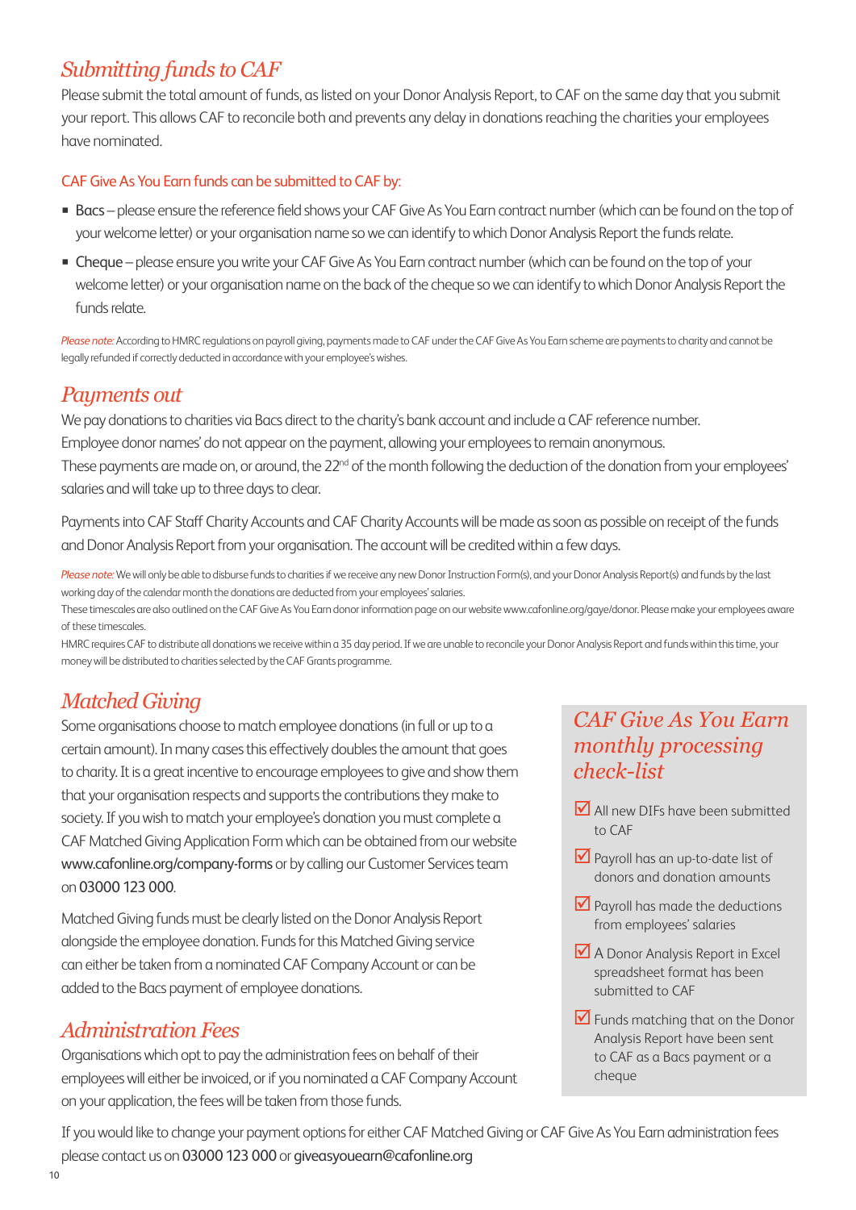## *Submitting funds to CAF*

Please submit the total amount of funds, as listed on your Donor Analysis Report, to CAF on the same day that you submit your report. This allows CAF to reconcile both and prevents any delay in donations reaching the charities your employees have nominated.

### CAF Give As You Earn funds can be submitted to CAF by:

- Bacs – please ensure the reference field shows your CAF Give As You Earn contract number (which can be found on the top of your welcome letter) or your organisation name so we can identify to which Donor Analysis Report the funds relate.
- Cheque – please ensure you write your CAF Give As You Earn contract number (which can be found on the top of your welcome letter) or your organisation name on the back of the cheque so we can identify to which Donor Analysis Report the funds relate.

*Please note:* According to HMRC regulations on payroll giving, payments made to CAF under the CAF Give As You Earn scheme are payments to charity and cannot be legally refunded if correctly deducted in accordance with your employee's wishes.

## *Payments out*

We pay donations to charities via Bacs direct to the charity's bank account and include a CAF reference number. Employee donor names' do not appear on the payment, allowing your employees to remain anonymous. These payments are made on, or around, the 22nd of the month following the deduction of the donation from your employees' salaries and will take up to three days to clear.

Payments into CAF Staff Charity Accounts and CAF Charity Accounts will be made as soon as possible on receipt of the funds and Donor Analysis Report from your organisation. The account will be credited within a few days.

*Please note:* We will only be able to disburse funds to charities if we receive any new Donor Instruction Form(s), and your Donor Analysis Report(s) and funds by the last working day of the calendar month the donations are deducted from your employees' salaries.

These timescales are also outlined on the CAF Give As You Earn donor information page on our website www.cafonline.org/gaye/donor. Please make your employees aware of these timescales.

HMRC requires CAF to distribute all donations we receive within a 35 day period. If we are unable to reconcile your Donor Analysis Report and funds within this time, your money will be distributed to charities selected by the CAF Grants programme.

## *Matched Giving*

Some organisations choose to match employee donations (in full or up to a certain amount). In many cases this effectively doubles the amount that goes to charity. It is a great incentive to encourage employees to give and show them that your organisation respects and supports the contributions they make to society. If you wish to match your employee's donation you must complete a CAF Matched Giving Application Form which can be obtained from our website **www.cafonline.org/company-forms** or by calling our Customer Services team on **03000 123 000**.

Matched Giving funds must be clearly listed on the Donor Analysis Report alongside the employee donation. Funds for this Matched Giving service can either be taken from a nominated CAF Company Account or can be added to the Bacs payment of employee donations.

## *Administration Fees*

Organisations which opt to pay the administration fees on behalf of their employees will either be invoiced, or if you nominated a CAF Company Account on your application, the fees will be taken from those funds.

## *CAF Give As You Earn monthly processing check-list*

- ☑ All new DIFs have been submitted to CAF
- ☑ Payroll has an up-to-date list of donors and donation amounts
- ☑ Payroll has made the deductions from employees' salaries
- ☑ A Donor Analysis Report in Excel spreadsheet format has been submitted to CAF
- ☑ Funds matching that on the Donor Analysis Report have been sent to CAF as a Bacs payment or a cheque

If you would like to change your payment options for either CAF Matched Giving or CAF Give As You Earn administration fees please contact us on **03000 123 000** or **giveasyouearn@cafonline.org**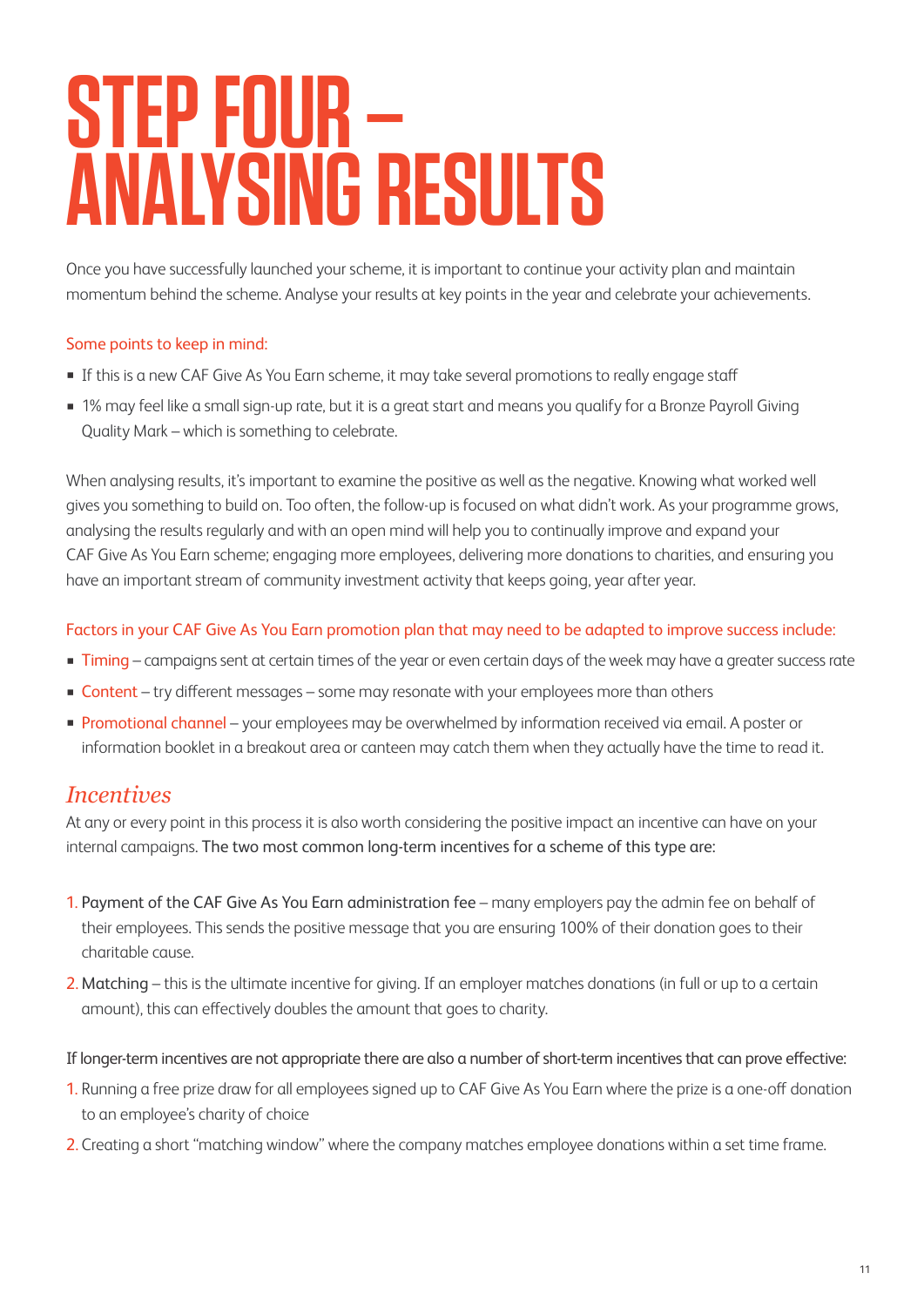# STEP FOUR – ANALYSING RESULTS

Once you have successfully launched your scheme, it is important to continue your activity plan and maintain momentum behind the scheme. Analyse your results at key points in the year and celebrate your achievements.

Some points to keep in mind:

- If this is a new CAF Give As You Earn scheme, it may take several promotions to really engage staff
- 1% may feel like a small sign-up rate, but it is a great start and means you qualify for a Bronze Payroll Giving Quality Mark – which is something to celebrate.

When analysing results, it's important to examine the positive as well as the negative. Knowing what worked well gives you something to build on. Too often, the follow-up is focused on what didn't work. As your programme grows, analysing the results regularly and with an open mind will help you to continually improve and expand your CAF Give As You Earn scheme; engaging more employees, delivering more donations to charities, and ensuring you have an important stream of community investment activity that keeps going, year after year.

Factors in your CAF Give As You Earn promotion plan that may need to be adapted to improve success include:

- Timing – campaigns sent at certain times of the year or even certain days of the week may have a greater success rate
- Content – try different messages – some may resonate with your employees more than others
- Promotional channel – your employees may be overwhelmed by information received via email. A poster or information booklet in a breakout area or canteen may catch them when they actually have the time to read it.

## *Incentives*

At any or every point in this process it is also worth considering the positive impact an incentive can have on your internal campaigns. The two most common long-term incentives for a scheme of this type are:

1. Payment of the CAF Give As You Earn administration fee – many employers pay the admin fee on behalf of their employees. This sends the positive message that you are ensuring 100% of their donation goes to their charitable cause.
2. Matching – this is the ultimate incentive for giving. If an employer matches donations (in full or up to a certain amount), this can effectively doubles the amount that goes to charity.

If longer-term incentives are not appropriate there are also a number of short-term incentives that can prove effective:

1. Running a free prize draw for all employees signed up to CAF Give As You Earn where the prize is a one-off donation to an employee's charity of choice
2. Creating a short "matching window" where the company matches employee donations within a set time frame.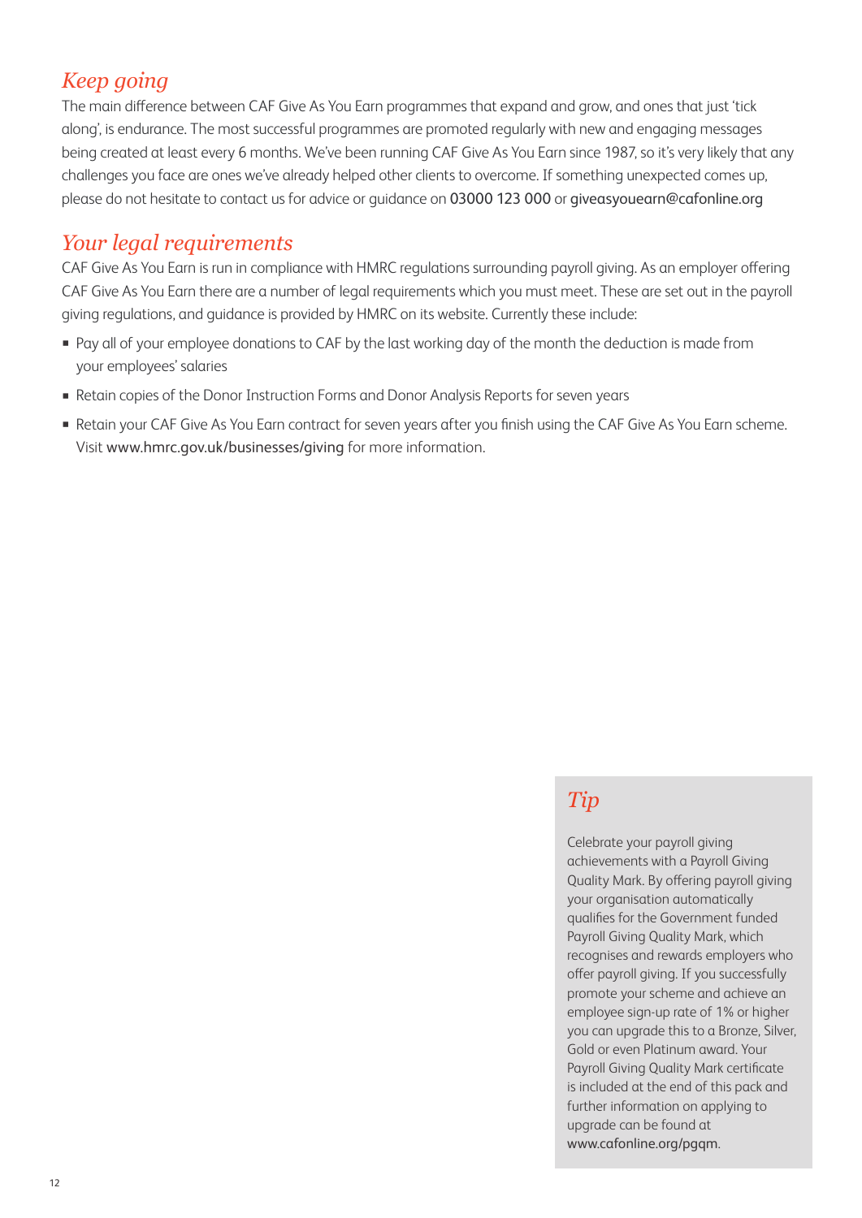## Keep going

The main difference between CAF Give As You Earn programmes that expand and grow, and ones that just 'tick along', is endurance. The most successful programmes are promoted regularly with new and engaging messages being created at least every 6 months. We've been running CAF Give As You Earn since 1987, so it's very likely that any challenges you face are ones we've already helped other clients to overcome. If something unexpected comes up, please do not hesitate to contact us for advice or guidance on 03000 123 000 or giveasyouearn@cafonline.org

## Your legal requirements

CAF Give As You Earn is run in compliance with HMRC regulations surrounding payroll giving. As an employer offering CAF Give As You Earn there are a number of legal requirements which you must meet. These are set out in the payroll giving regulations, and guidance is provided by HMRC on its website. Currently these include:

- Pay all of your employee donations to CAF by the last working day of the month the deduction is made from your employees' salaries
- Retain copies of the Donor Instruction Forms and Donor Analysis Reports for seven years
- Retain your CAF Give As You Earn contract for seven years after you finish using the CAF Give As You Earn scheme. Visit www.hmrc.gov.uk/businesses/giving for more information.

## Tip

Celebrate your payroll giving achievements with a Payroll Giving Quality Mark. By offering payroll giving your organisation automatically qualifies for the Government funded Payroll Giving Quality Mark, which recognises and rewards employers who offer payroll giving. If you successfully promote your scheme and achieve an employee sign-up rate of 1% or higher you can upgrade this to a Bronze, Silver, Gold or even Platinum award. Your Payroll Giving Quality Mark certificate is included at the end of this pack and further information on applying to upgrade can be found at www.cafonline.org/pgqm.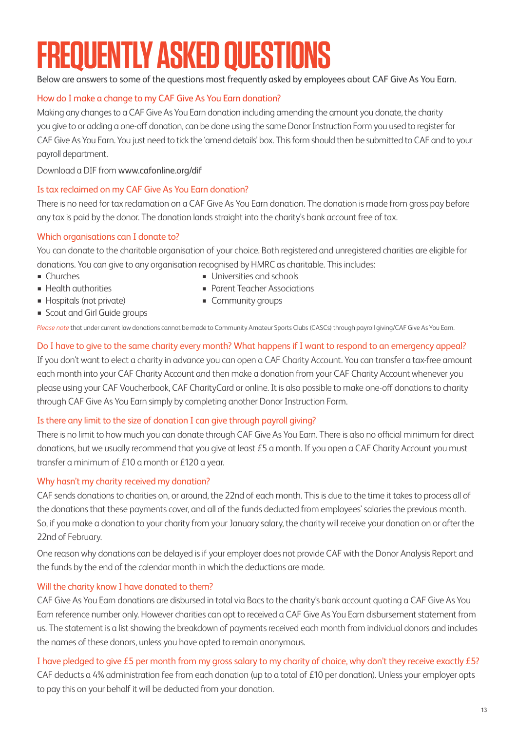# FREQUENTLY ASKED QUESTIONS

Below are answers to some of the questions most frequently asked by employees about CAF Give As You Earn.

### How do I make a change to my CAF Give As You Earn donation?

Making any changes to a CAF Give As You Earn donation including amending the amount you donate, the charity you give to or adding a one-off donation, can be done using the same Donor Instruction Form you used to register for CAF Give As You Earn. You just need to tick the 'amend details' box. This form should then be submitted to CAF and to your payroll department.

Download a DIF from www.cafonline.org/dif

### Is tax reclaimed on my CAF Give As You Earn donation?

There is no need for tax reclamation on a CAF Give As You Earn donation. The donation is made from gross pay before any tax is paid by the donor. The donation lands straight into the charity's bank account free of tax.

### Which organisations can I donate to?

You can donate to the charitable organisation of your choice. Both registered and unregistered charities are eligible for donations. You can give to any organisation recognised by HMRC as charitable. This includes:

- Churches
- Health authorities
- Hospitals (not private)
- Scout and Girl Guide groups
- Universities and schools
- Parent Teacher Associations
- Community groups

*Please note* that under current law donations cannot be made to Community Amateur Sports Clubs (CASCs) through payroll giving/CAF Give As You Earn.

### Do I have to give to the same charity every month? What happens if I want to respond to an emergency appeal?

If you don't want to elect a charity in advance you can open a CAF Charity Account. You can transfer a tax-free amount each month into your CAF Charity Account and then make a donation from your CAF Charity Account whenever you please using your CAF Voucherbook, CAF CharityCard or online. It is also possible to make one-off donations to charity through CAF Give As You Earn simply by completing another Donor Instruction Form.

### Is there any limit to the size of donation I can give through payroll giving?

There is no limit to how much you can donate through CAF Give As You Earn. There is also no official minimum for direct donations, but we usually recommend that you give at least £5 a month. If you open a CAF Charity Account you must transfer a minimum of £10 a month or £120 a year.

### Why hasn't my charity received my donation?

CAF sends donations to charities on, or around, the 22nd of each month. This is due to the time it takes to process all of the donations that these payments cover, and all of the funds deducted from employees' salaries the previous month. So, if you make a donation to your charity from your January salary, the charity will receive your donation on or after the 22nd of February.

One reason why donations can be delayed is if your employer does not provide CAF with the Donor Analysis Report and the funds by the end of the calendar month in which the deductions are made.

### Will the charity know I have donated to them?

CAF Give As You Earn donations are disbursed in total via Bacs to the charity's bank account quoting a CAF Give As You Earn reference number only. However charities can opt to received a CAF Give As You Earn disbursement statement from us. The statement is a list showing the breakdown of payments received each month from individual donors and includes the names of these donors, unless you have opted to remain anonymous.

### I have pledged to give £5 per month from my gross salary to my charity of choice, why don't they receive exactly £5?

CAF deducts a 4% administration fee from each donation (up to a total of £10 per donation). Unless your employer opts to pay this on your behalf it will be deducted from your donation.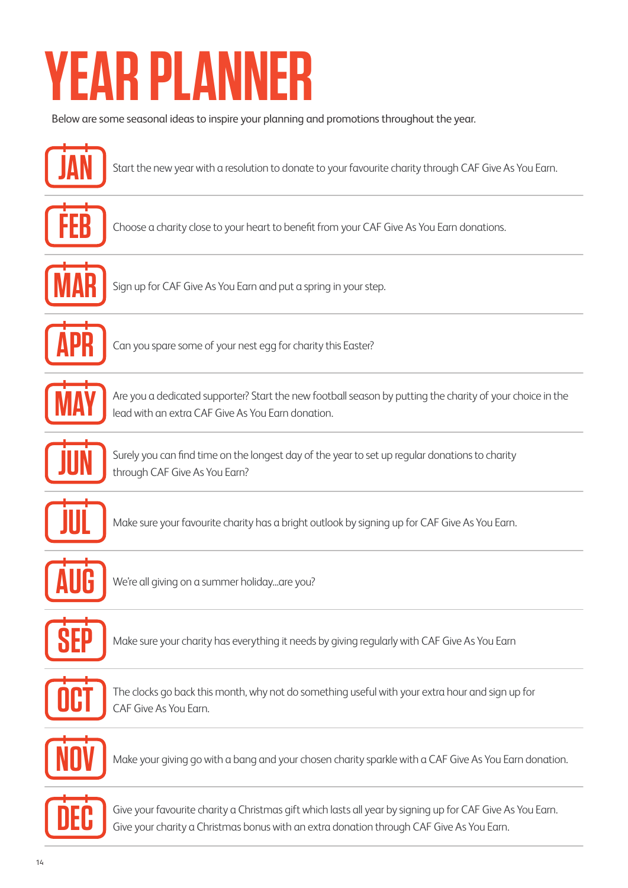# YEAR PLANNER

Below are some seasonal ideas to inspire your planning and promotions throughout the year.

**JAN** Start the new year with a resolution to donate to your favourite charity through CAF Give As You Earn.

**FEB** Choose a charity close to your heart to benefit from your CAF Give As You Earn donations.

**MAR** Sign up for CAF Give As You Earn and put a spring in your step.

**APR** Can you spare some of your nest egg for charity this Easter?

**MAY** Are you a dedicated supporter? Start the new football season by putting the charity of your choice in the lead with an extra CAF Give As You Earn donation.

**JUN** Surely you can find time on the longest day of the year to set up regular donations to charity through CAF Give As You Earn?

**JUL** Make sure your favourite charity has a bright outlook by signing up for CAF Give As You Earn.

**AUG** We're all giving on a summer holiday...are you?

**SEP** Make sure your charity has everything it needs by giving regularly with CAF Give As You Earn

**OCT** The clocks go back this month, why not do something useful with your extra hour and sign up for CAF Give As You Earn.

**NOV** Make your giving go with a bang and your chosen charity sparkle with a CAF Give As You Earn donation.

**DEC** Give your favourite charity a Christmas gift which lasts all year by signing up for CAF Give As You Earn.
Give your charity a Christmas bonus with an extra donation through CAF Give As You Earn.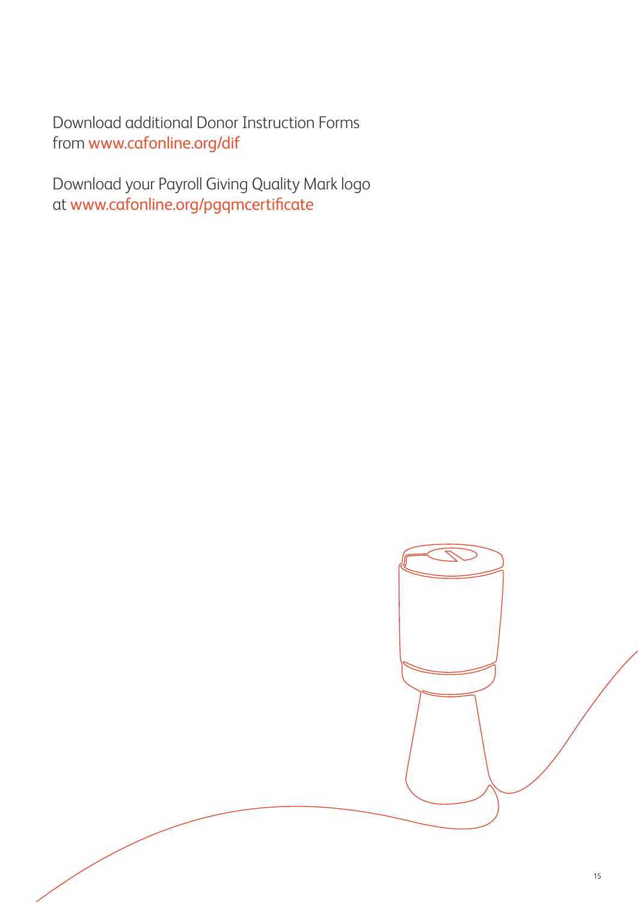Download additional Donor Instruction Forms from www.cafonline.org/dif

Download your Payroll Giving Quality Mark logo at www.cafonline.org/pgqmcertificate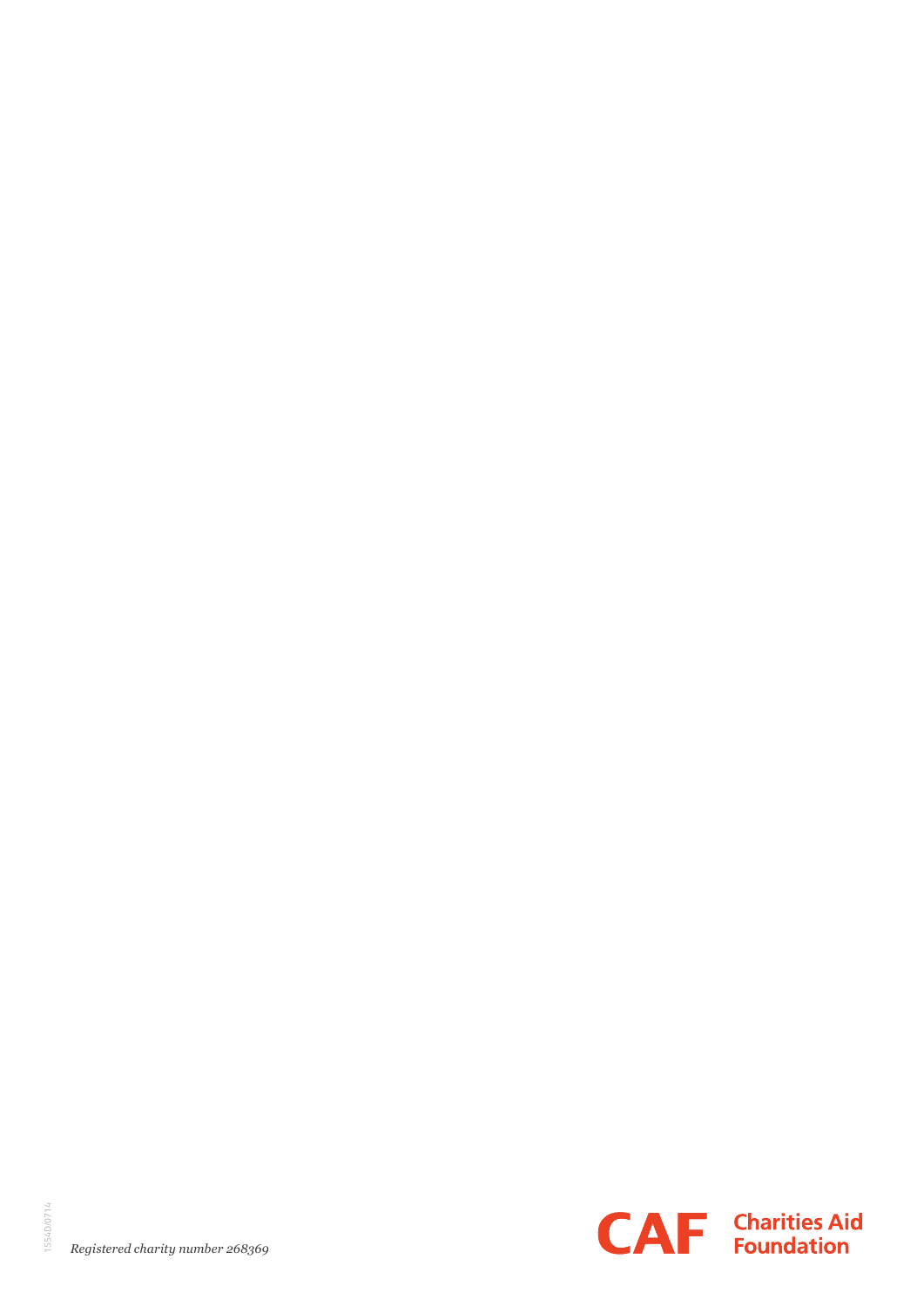1554D/0714

*Registered charity number 268369*

CAF Charities Aid Foundation